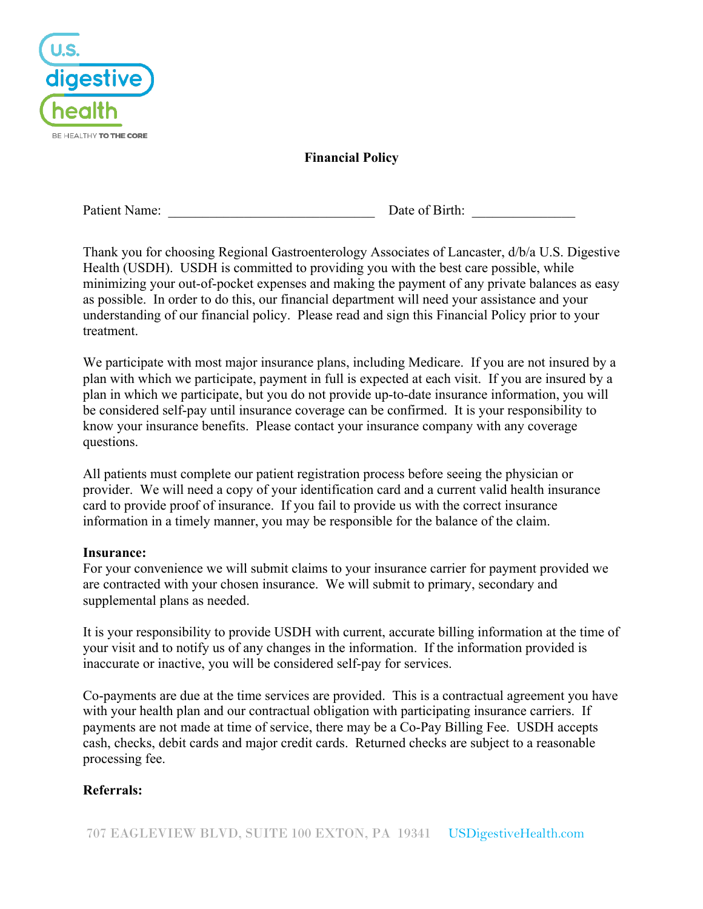# Financial Policy

Patient Name: ______________________________ Date of Birth: _______________

Thank you for choosing Regional Gastroenterology Associates of Lancaster, d/b/a U.S. Digestive Health (USDH). USDH is committed to providing you with the best care possible, while minimizing your out-of-pocket expenses and making the payment of any private balances as easy as possible. In order to do this, our financial department will need your assistance and your understanding of our financial policy. Please read and sign this Financial Policy prior to your treatment.

We participate with most major insurance plans, including Medicare. If you are not insured by a plan with which we participate, payment in full is expected at each visit. If you are insured by a plan in which we participate, but you do not provide up-to-date insurance information, you will be considered self-pay until insurance coverage can be confirmed. It is your responsibility to know your insurance benefits. Please contact your insurance company with any coverage questions.

All patients must complete our patient registration process before seeing the physician or provider. We will need a copy of your identification card and a current valid health insurance card to provide proof of insurance. If you fail to provide us with the correct insurance information in a timely manner, you may be responsible for the balance of the claim.

**Insurance:**

For your convenience we will submit claims to your insurance carrier for payment provided we are contracted with your chosen insurance. We will submit to primary, secondary and supplemental plans as needed.

It is your responsibility to provide USDH with current, accurate billing information at the time of your visit and to notify us of any changes in the information. If the information provided is inaccurate or inactive, you will be considered self-pay for services.

Co-payments are due at the time services are provided. This is a contractual agreement you have with your health plan and our contractual obligation with participating insurance carriers. If payments are not made at time of service, there may be a Co-Pay Billing Fee. USDH accepts cash, checks, debit cards and major credit cards. Returned checks are subject to a reasonable processing fee.

**Referrals:**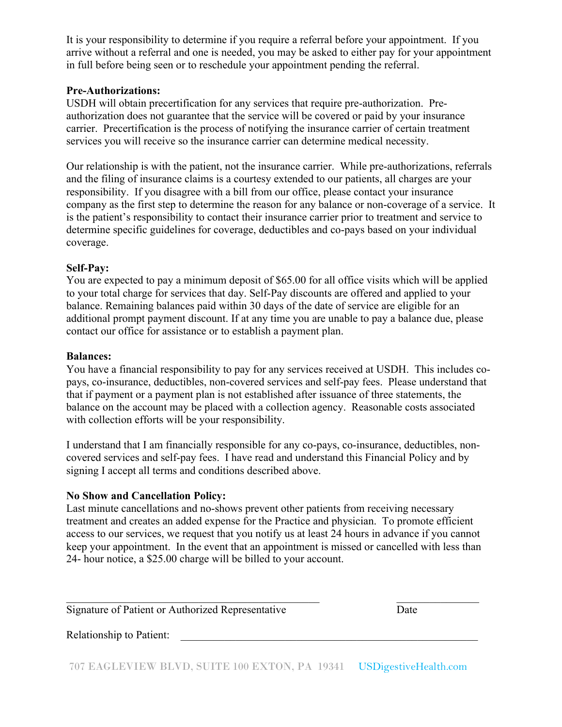It is your responsibility to determine if you require a referral before your appointment. If you arrive without a referral and one is needed, you may be asked to either pay for your appointment in full before being seen or to reschedule your appointment pending the referral.

**Pre-Authorizations:**
USDH will obtain precertification for any services that require pre-authorization. Pre-authorization does not guarantee that the service will be covered or paid by your insurance carrier. Precertification is the process of notifying the insurance carrier of certain treatment services you will receive so the insurance carrier can determine medical necessity.

Our relationship is with the patient, not the insurance carrier. While pre-authorizations, referrals and the filing of insurance claims is a courtesy extended to our patients, all charges are your responsibility. If you disagree with a bill from our office, please contact your insurance company as the first step to determine the reason for any balance or non-coverage of a service. It is the patient's responsibility to contact their insurance carrier prior to treatment and service to determine specific guidelines for coverage, deductibles and co-pays based on your individual coverage.

**Self-Pay:**
You are expected to pay a minimum deposit of $65.00 for all office visits which will be applied to your total charge for services that day. Self-Pay discounts are offered and applied to your balance. Remaining balances paid within 30 days of the date of service are eligible for an additional prompt payment discount. If at any time you are unable to pay a balance due, please contact our office for assistance or to establish a payment plan.

**Balances:**
You have a financial responsibility to pay for any services received at USDH. This includes co-pays, co-insurance, deductibles, non-covered services and self-pay fees. Please understand that that if payment or a payment plan is not established after issuance of three statements, the balance on the account may be placed with a collection agency. Reasonable costs associated with collection efforts will be your responsibility.

I understand that I am financially responsible for any co-pays, co-insurance, deductibles, non-covered services and self-pay fees. I have read and understand this Financial Policy and by signing I accept all terms and conditions described above.

**No Show and Cancellation Policy:**
Last minute cancellations and no-shows prevent other patients from receiving necessary treatment and creates an added expense for the Practice and physician. To promote efficient access to our services, we request that you notify us at least 24 hours in advance if you cannot keep your appointment. In the event that an appointment is missed or cancelled with less than 24- hour notice, a $25.00 charge will be billed to your account.

_______________________________________________ _______________
Signature of Patient or Authorized Representative Date

Relationship to Patient: _______________________________________________

707 EAGLEVIEW BLVD, SUITE 100 EXTON, PA 19341 USDigestiveHealth.com